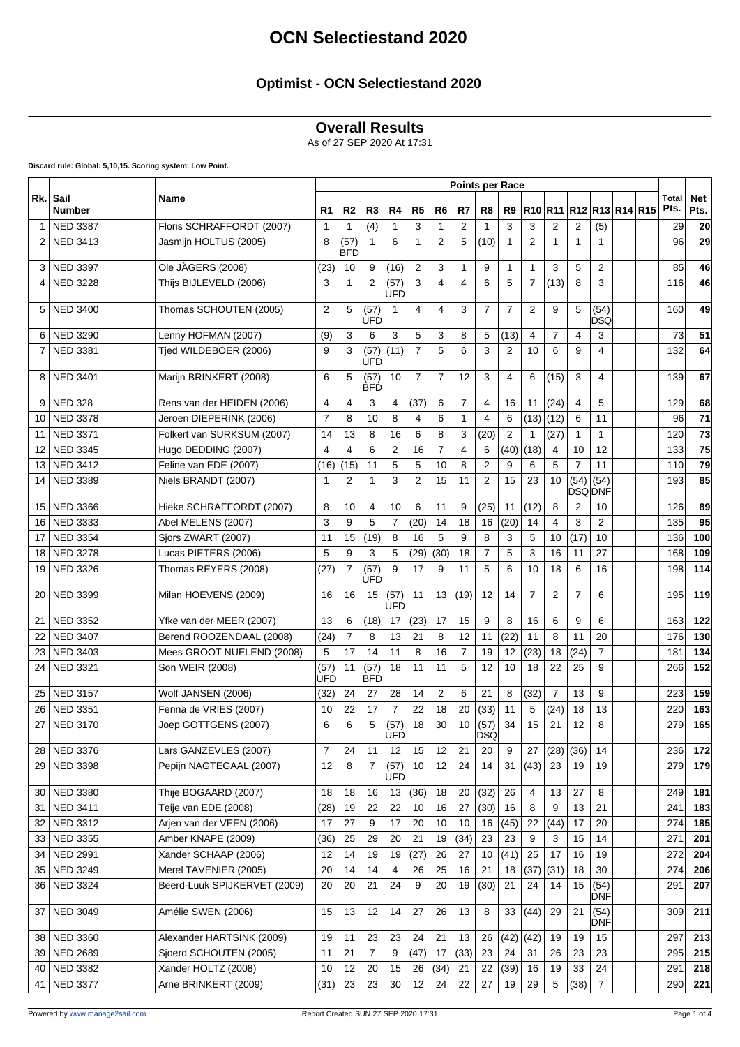# OCN Selectiestand 2020

## Optimist - OCN Selectiestand 2020

### Overall Results

As of 27 SEP 2020 At 17:31

**Discard rule: Global: 5,10,15. Scoring system: Low Point.**

| Rk. | Sail Number | Name | R1 | R2 | R3 | R4 | R5 | R6 | R7 | R8 | R9 | R10 | R11 | R12 | R13 | R14 | R15 | Total Pts. | Net Pts. |
|---|---|---|---|---|---|---|---|---|---|---|---|---|---|---|---|---|---|---|---|
| | | | Points per Race | | | | | | | | | | | | | | | | |
| 1 | NED 3387 | Floris SCHRAFFORDT (2007) | 1 | 1 | (4) | 1 | 3 | 1 | 2 | 1 | 3 | 3 | 2 | 2 | (5) | | | 29 | **20** |
| 2 | NED 3413 | Jasmijn HOLTUS (2005) | 8 | (57) BFD | 1 | 6 | 1 | 2 | 5 | (10) | 1 | 2 | 1 | 1 | 1 | | | 96 | **29** |
| 3 | NED 3397 | Ole JÄGERS (2008) | (23) | 10 | 9 | (16) | 2 | 3 | 1 | 9 | 1 | 1 | 3 | 5 | 2 | | | 85 | **46** |
| 4 | NED 3228 | Thijs BIJLEVELD (2006) | 3 | 1 | 2 | (57) UFD | 3 | 4 | 4 | 6 | 5 | 7 | (13) | 8 | 3 | | | 116 | **46** |
| 5 | NED 3400 | Thomas SCHOUTEN (2005) | 2 | 5 | (57) UFD | 1 | 4 | 4 | 3 | 7 | 7 | 2 | 9 | 5 | (54) DSQ | | | 160 | **49** |
| 6 | NED 3290 | Lenny HOFMAN (2007) | (9) | 3 | 6 | 3 | 5 | 3 | 8 | 5 | (13) | 4 | 7 | 4 | 3 | | | 73 | **51** |
| 7 | NED 3381 | Tjed WILDEBOER (2006) | 9 | 3 | (57) UFD | (11) | 7 | 5 | 6 | 3 | 2 | 10 | 6 | 9 | 4 | | | 132 | **64** |
| 8 | NED 3401 | Marijn BRINKERT (2008) | 6 | 5 | (57) BFD | 10 | 7 | 7 | 12 | 3 | 4 | 6 | (15) | 3 | 4 | | | 139 | **67** |
| 9 | NED 328 | Rens van der HEIDEN (2006) | 4 | 4 | 3 | 4 | (37) | 6 | 7 | 4 | 16 | 11 | (24) | 4 | 5 | | | 129 | **68** |
| 10 | NED 3378 | Jeroen DIEPERINK (2006) | 7 | 8 | 10 | 8 | 4 | 6 | 1 | 4 | 6 | (13) | (12) | 6 | 11 | | | 96 | **71** |
| 11 | NED 3371 | Folkert van SURKSUM (2007) | 14 | 13 | 8 | 16 | 6 | 8 | 3 | (20) | 2 | 1 | (27) | 1 | 1 | | | 120 | **73** |
| 12 | NED 3345 | Hugo DEDDING (2007) | 4 | 4 | 6 | 2 | 16 | 7 | 4 | 6 | (40) | (18) | 4 | 10 | 12 | | | 133 | **75** |
| 13 | NED 3412 | Feline van EDE (2007) | (16) | (15) | 11 | 5 | 5 | 10 | 8 | 2 | 9 | 6 | 5 | 7 | 11 | | | 110 | **79** |
| 14 | NED 3389 | Niels BRANDT (2007) | 1 | 2 | 1 | 3 | 2 | 15 | 11 | 2 | 15 | 23 | 10 | (54) DSQ | (54) DNF | | | 193 | **85** |
| 15 | NED 3366 | Hieke SCHRAFFORDT (2007) | 8 | 10 | 4 | 10 | 6 | 11 | 9 | (25) | 11 | (12) | 8 | 2 | 10 | | | 126 | **89** |
| 16 | NED 3333 | Abel MELENS (2007) | 3 | 9 | 5 | 7 | (20) | 14 | 18 | 16 | (20) | 14 | 4 | 3 | 2 | | | 135 | **95** |
| 17 | NED 3354 | Sjors ZWART (2007) | 11 | 15 | (19) | 8 | 16 | 5 | 9 | 8 | 3 | 5 | 10 | (17) | 10 | | | 136 | **100** |
| 18 | NED 3278 | Lucas PIETERS (2006) | 5 | 9 | 3 | 5 | (29) | (30) | 18 | 7 | 5 | 3 | 16 | 11 | 27 | | | 168 | **109** |
| 19 | NED 3326 | Thomas REYERS (2008) | (27) | 7 | (57) UFD | 9 | 17 | 9 | 11 | 5 | 6 | 10 | 18 | 6 | 16 | | | 198 | **114** |
| 20 | NED 3399 | Milan HOEVENS (2009) | 16 | 16 | 15 | (57) UFD | 11 | 13 | (19) | 12 | 14 | 7 | 2 | 7 | 6 | | | 195 | **119** |
| 21 | NED 3352 | Yfke van der MEER (2007) | 13 | 6 | (18) | 17 | (23) | 17 | 15 | 9 | 8 | 16 | 6 | 9 | 6 | | | 163 | **122** |
| 22 | NED 3407 | Berend ROOZENDAAL (2008) | (24) | 7 | 8 | 13 | 21 | 8 | 12 | 11 | (22) | 11 | 8 | 11 | 20 | | | 176 | **130** |
| 23 | NED 3403 | Mees GROOT NUELEND (2008) | 5 | 17 | 14 | 11 | 8 | 16 | 7 | 19 | 12 | (23) | 18 | (24) | 7 | | | 181 | **134** |
| 24 | NED 3321 | Son WEIR (2008) | (57) UFD | 11 | (57) BFD | 18 | 11 | 11 | 5 | 12 | 10 | 18 | 22 | 25 | 9 | | | 266 | **152** |
| 25 | NED 3157 | Wolf JANSEN (2006) | (32) | 24 | 27 | 28 | 14 | 2 | 6 | 21 | 8 | (32) | 7 | 13 | 9 | | | 223 | **159** |
| 26 | NED 3351 | Fenna de VRIES (2007) | 10 | 22 | 17 | 7 | 22 | 18 | 20 | (33) | 11 | 5 | (24) | 18 | 13 | | | 220 | **163** |
| 27 | NED 3170 | Joep GOTTGENS (2007) | 6 | 6 | 5 | (57) UFD | 18 | 30 | 10 | (57) DSQ | 34 | 15 | 21 | 12 | 8 | | | 279 | **165** |
| 28 | NED 3376 | Lars GANZEVLES (2007) | 7 | 24 | 11 | 12 | 15 | 12 | 21 | 20 | 9 | 27 | (28) | (36) | 14 | | | 236 | **172** |
| 29 | NED 3398 | Pepijn NAGTEGAAL (2007) | 12 | 8 | 7 | (57) UFD | 10 | 12 | 24 | 14 | 31 | (43) | 23 | 19 | 19 | | | 279 | **179** |
| 30 | NED 3380 | Thije BOGAARD (2007) | 18 | 18 | 16 | 13 | (36) | 18 | 20 | (32) | 26 | 4 | 13 | 27 | 8 | | | 249 | **181** |
| 31 | NED 3411 | Teije van EDE (2008) | (28) | 19 | 22 | 22 | 10 | 16 | 27 | (30) | 16 | 8 | 9 | 13 | 21 | | | 241 | **183** |
| 32 | NED 3312 | Arjen van der VEEN (2006) | 17 | 27 | 9 | 17 | 20 | 10 | 10 | 16 | (45) | 22 | (44) | 17 | 20 | | | 274 | **185** |
| 33 | NED 3355 | Amber KNAPE (2009) | (36) | 25 | 29 | 20 | 21 | 19 | (34) | 23 | 23 | 9 | 3 | 15 | 14 | | | 271 | **201** |
| 34 | NED 2991 | Xander SCHAAP (2006) | 12 | 14 | 19 | 19 | (27) | 26 | 27 | 10 | (41) | 25 | 17 | 16 | 19 | | | 272 | **204** |
| 35 | NED 3249 | Merel TAVENIER (2005) | 20 | 14 | 14 | 4 | 26 | 25 | 16 | 21 | 18 | (37) | (31) | 18 | 30 | | | 274 | **206** |
| 36 | NED 3324 | Beerd-Luuk SPIJKERVET (2009) | 20 | 20 | 21 | 24 | 9 | 20 | 19 | (30) | 21 | 24 | 14 | 15 | (54) DNF | | | 291 | **207** |
| 37 | NED 3049 | Amélie SWEN (2006) | 15 | 13 | 12 | 14 | 27 | 26 | 13 | 8 | 33 | (44) | 29 | 21 | (54) DNF | | | 309 | **211** |
| 38 | NED 3360 | Alexander HARTSINK (2009) | 19 | 11 | 23 | 23 | 24 | 21 | 13 | 26 | (42) | (42) | 19 | 19 | 15 | | | 297 | **213** |
| 39 | NED 2689 | Sjoerd SCHOUTEN (2005) | 11 | 21 | 7 | 9 | (47) | 17 | (33) | 23 | 24 | 31 | 26 | 23 | 23 | | | 295 | **215** |
| 40 | NED 3382 | Xander HOLTZ (2008) | 10 | 12 | 20 | 15 | 26 | (34) | 21 | 22 | (39) | 16 | 19 | 33 | 24 | | | 291 | **218** |
| 41 | NED 3377 | Arne BRINKERT (2009) | (31) | 23 | 23 | 30 | 12 | 24 | 22 | 27 | 19 | 29 | 5 | (38) | 7 | | | 290 | **221** |

Powered by www.manage2sail.com — Report Created SUN 27 SEP 2020 17:31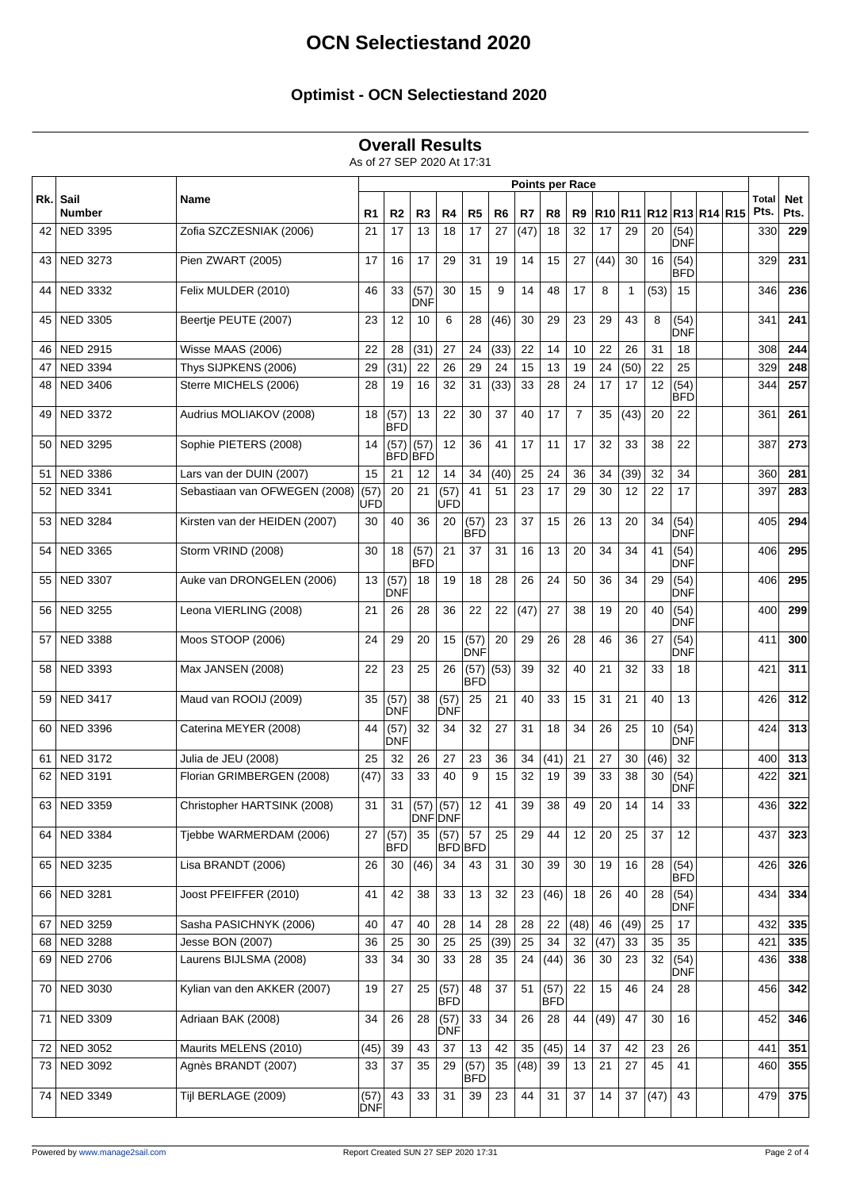# OCN Selectiestand 2020

## Optimist - OCN Selectiestand 2020

### Overall Results

As of 27 SEP 2020 At 17:31

| Rk. | Sail Number | Name | R1 | R2 | R3 | R4 | R5 | R6 | R7 | R8 | R9 | R10 | R11 | R12 | R13 | R14 | R15 | Total Pts. | Net Pts. |
|---|---|---|---|---|---|---|---|---|---|---|---|---|---|---|---|---|---|---|---|
| | | | Points per Race | | | | | | | | | | | | | | | | |
| 42 | NED 3395 | Zofia SZCZESNIAK (2006) | 21 | 17 | 13 | 18 | 17 | 27 | (47) | 18 | 32 | 17 | 29 | 20 | (54) DNF | | | 330 | **229** |
| 43 | NED 3273 | Pien ZWART (2005) | 17 | 16 | 17 | 29 | 31 | 19 | 14 | 15 | 27 | (44) | 30 | 16 | (54) BFD | | | 329 | **231** |
| 44 | NED 3332 | Felix MULDER (2010) | 46 | 33 | (57) DNF | 30 | 15 | 9 | 14 | 48 | 17 | 8 | 1 | (53) | 15 | | | 346 | **236** |
| 45 | NED 3305 | Beertje PEUTE (2007) | 23 | 12 | 10 | 6 | 28 | (46) | 30 | 29 | 23 | 29 | 43 | 8 | (54) DNF | | | 341 | **241** |
| 46 | NED 2915 | Wisse MAAS (2006) | 22 | 28 | (31) | 27 | 24 | (33) | 22 | 14 | 10 | 22 | 26 | 31 | 18 | | | 308 | **244** |
| 47 | NED 3394 | Thys SIJPKENS (2006) | 29 | (31) | 22 | 26 | 29 | 24 | 15 | 13 | 19 | 24 | (50) | 22 | 25 | | | 329 | **248** |
| 48 | NED 3406 | Sterre MICHELS (2006) | 28 | 19 | 16 | 32 | 31 | (33) | 33 | 28 | 24 | 17 | 17 | 12 | (54) BFD | | | 344 | **257** |
| 49 | NED 3372 | Audrius MOLIAKOV (2008) | 18 | (57) BFD | 13 | 22 | 30 | 37 | 40 | 17 | 7 | 35 | (43) | 20 | 22 | | | 361 | **261** |
| 50 | NED 3295 | Sophie PIETERS (2008) | 14 | (57) BFD | (57) BFD | 12 | 36 | 41 | 17 | 11 | 17 | 32 | 33 | 38 | 22 | | | 387 | **273** |
| 51 | NED 3386 | Lars van der DUIN (2007) | 15 | 21 | 12 | 14 | 34 | (40) | 25 | 24 | 36 | 34 | (39) | 32 | 34 | | | 360 | **281** |
| 52 | NED 3341 | Sebastiaan van OFWEGEN (2008) | (57) UFD | 20 | 21 | (57) UFD | 41 | 51 | 23 | 17 | 29 | 30 | 12 | 22 | 17 | | | 397 | **283** |
| 53 | NED 3284 | Kirsten van der HEIDEN (2007) | 30 | 40 | 36 | 20 | (57) BFD | 23 | 37 | 15 | 26 | 13 | 20 | 34 | (54) BFD | | | 405 | **294** |
| 54 | NED 3365 | Storm VRIND (2008) | 30 | 18 | (57) BFD | 21 | 37 | 31 | 16 | 13 | 20 | 34 | 34 | 41 | (54) DNF | | | 406 | **295** |
| 55 | NED 3307 | Auke van DRONGELEN (2006) | 13 | (57) DNF | 18 | 19 | 18 | 28 | 26 | 24 | 50 | 36 | 34 | 29 | (54) DNF | | | 406 | **295** |
| 56 | NED 3255 | Leona VIERLING (2008) | 21 | 26 | 28 | 36 | 22 | 22 | (47) | 27 | 38 | 19 | 20 | 40 | (54) DNF | | | 400 | **299** |
| 57 | NED 3388 | Moos STOOP (2006) | 24 | 29 | 20 | 15 | (57) DNF | 20 | 29 | 26 | 28 | 46 | 36 | 27 | (54) DNF | | | 411 | **300** |
| 58 | NED 3393 | Max JANSEN (2008) | 22 | 23 | 25 | 26 | (57) BFD | (53) | 39 | 32 | 40 | 21 | 32 | 33 | 18 | | | 421 | **311** |
| 59 | NED 3417 | Maud van ROOIJ (2009) | 35 | (57) DNF | 38 | (57) DNF | 25 | 21 | 40 | 33 | 15 | 31 | 21 | 40 | 13 | | | 426 | **312** |
| 60 | NED 3396 | Caterina MEYER (2008) | 44 | (57) DNF | 32 | 34 | 32 | 27 | 31 | 18 | 34 | 26 | 25 | 10 | (54) DNF | | | 424 | **313** |
| 61 | NED 3172 | Julia de JEU (2008) | 25 | 32 | 26 | 27 | 23 | 36 | 34 | (41) | 21 | 27 | 30 | (46) | 32 | | | 400 | **313** |
| 62 | NED 3191 | Florian GRIMBERGEN (2008) | (47) | 33 | 33 | 40 | 9 | 15 | 32 | 19 | 39 | 33 | 38 | 30 | (54) DNF | | | 422 | **321** |
| 63 | NED 3359 | Christopher HARTSINK (2008) | 31 | 31 | (57) DNF | (57) DNF | 12 | 41 | 39 | 38 | 49 | 20 | 14 | 14 | 33 | | | 436 | **322** |
| 64 | NED 3384 | Tjebbe WARMERDAM (2006) | 27 | (57) BFD | 35 | (57) BFD | 57 BFD | 25 | 29 | 44 | 12 | 20 | 25 | 37 | 12 | | | 437 | **323** |
| 65 | NED 3235 | Lisa BRANDT (2006) | 26 | 30 | (46) | 34 | 43 | 31 | 30 | 39 | 30 | 19 | 16 | 28 | (54) BFD | | | 426 | **326** |
| 66 | NED 3281 | Joost PFEIFFER (2010) | 41 | 42 | 38 | 33 | 13 | 32 | 23 | (46) | 18 | 26 | 40 | 28 | (54) DNF | | | 434 | **334** |
| 67 | NED 3259 | Sasha PASICHNYK (2006) | 40 | 47 | 40 | 28 | 14 | 28 | 28 | 22 | (48) | 46 | (49) | 25 | 17 | | | 432 | **335** |
| 68 | NED 3288 | Jesse BON (2007) | 36 | 25 | 30 | 25 | 25 | (39) | 25 | 34 | 32 | (47) | 33 | 35 | 35 | | | 421 | **335** |
| 69 | NED 2706 | Laurens BIJLSMA (2008) | 33 | 34 | 30 | 33 | 28 | 35 | 24 | (44) | 36 | 30 | 23 | 32 | (54) DNF | | | 436 | **338** |
| 70 | NED 3030 | Kylian van den AKKER (2007) | 19 | 27 | 25 | (57) BFD | 48 | 37 | 51 | (57) BFD | 22 | 15 | 46 | 24 | 28 | | | 456 | **342** |
| 71 | NED 3309 | Adriaan BAK (2008) | 34 | 26 | 28 | (57) DNF | 33 | 34 | 26 | 28 | 44 | (49) | 47 | 30 | 16 | | | 452 | **346** |
| 72 | NED 3052 | Maurits MELENS (2010) | (45) | 39 | 43 | 37 | 13 | 42 | 35 | (45) | 14 | 37 | 42 | 23 | 26 | | | 441 | **351** |
| 73 | NED 3092 | Agnès BRANDT (2007) | 33 | 37 | 35 | 29 | (57) BFD | 35 | (48) | 39 | 13 | 21 | 27 | 45 | 41 | | | 460 | **355** |
| 74 | NED 3349 | Tijl BERLAGE (2009) | (57) DNF | 43 | 33 | 31 | 39 | 23 | 44 | 31 | 37 | 14 | 37 | (47) | 43 | | | 479 | **375** |

Powered by www.manage2sail.com — Report Created SUN 27 SEP 2020 17:31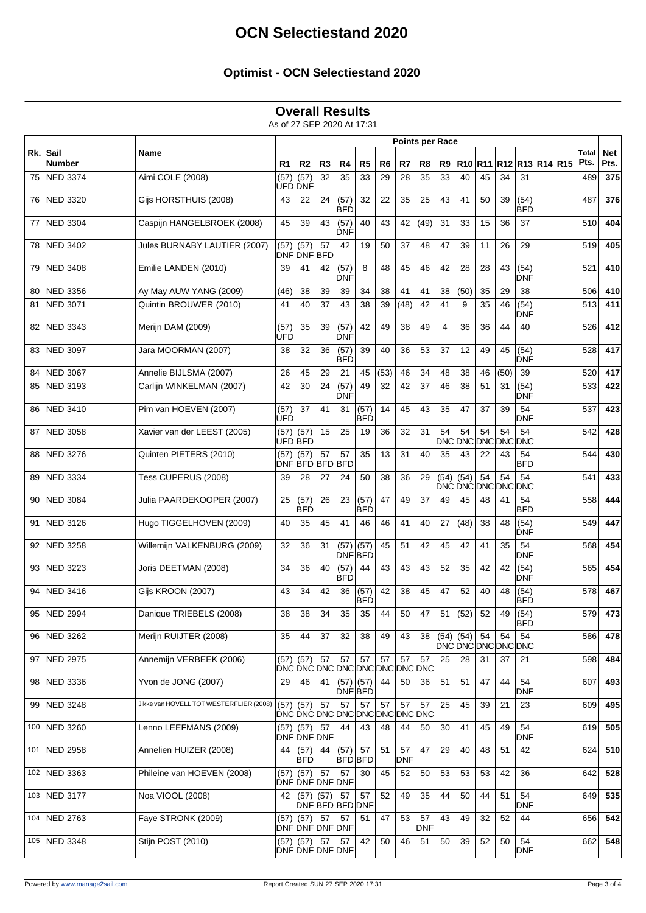# OCN Selectiestand 2020

## Optimist - OCN Selectiestand 2020

### Overall Results

As of 27 SEP 2020 At 17:31

| Rk. | Sail Number | Name | R1 | R2 | R3 | R4 | R5 | R6 | R7 | R8 | R9 | R10 | R11 | R12 | R13 | R14 | R15 | Total Pts. | Net Pts. |
|---|---|---|---|---|---|---|---|---|---|---|---|---|---|---|---|---|---|---|---|
| | | | **Points per Race** | | | | | | | | | | | | | | | | |
| 75 | NED 3374 | Aimi COLE (2008) | (57) UFD | (57) DNF | 32 | 35 | 33 | 29 | 28 | 35 | 33 | 40 | 45 | 34 | 31 | | | 489 | **375** |
| 76 | NED 3320 | Gijs HORSTHUIS (2008) | 43 | 22 | 24 | (57) BFD | 32 | 22 | 35 | 25 | 43 | 41 | 50 | 39 | (54) BFD | | | 487 | **376** |
| 77 | NED 3304 | Caspijn HANGELBROEK (2008) | 45 | 39 | 43 | (57) DNF | 40 | 43 | 42 | (49) | 31 | 33 | 15 | 36 | 37 | | | 510 | **404** |
| 78 | NED 3402 | Jules BURNABY LAUTIER (2007) | (57) DNF | (57) DNF | 57 BFD | 42 | 19 | 50 | 37 | 48 | 47 | 39 | 11 | 26 | 29 | | | 519 | **405** |
| 79 | NED 3408 | Emilie LANDEN (2010) | 39 | 41 | 42 | (57) DNF | 8 | 48 | 45 | 46 | 42 | 28 | 28 | 43 | (54) DNF | | | 521 | **410** |
| 80 | NED 3356 | Ay May AUW YANG (2009) | (46) | 38 | 39 | 39 | 34 | 38 | 41 | 41 | 38 | (50) | 35 | 29 | 38 | | | 506 | **410** |
| 81 | NED 3071 | Quintin BROUWER (2010) | 41 | 40 | 37 | 43 | 38 | 39 | (48) | 42 | 41 | 9 | 35 | 46 | (54) DNF | | | 513 | **411** |
| 82 | NED 3343 | Merijn DAM (2009) | (57) UFD | 35 | 39 | (57) DNF | 42 | 49 | 38 | 49 | 4 | 36 | 36 | 44 | 40 | | | 526 | **412** |
| 83 | NED 3097 | Jara MOORMAN (2007) | 38 | 32 | 36 | (57) BFD | 39 | 40 | 36 | 53 | 37 | 12 | 49 | 45 | (54) DNF | | | 528 | **417** |
| 84 | NED 3067 | Annelie BIJLSMA (2007) | 26 | 45 | 29 | 21 | 45 | (53) | 46 | 34 | 48 | 38 | 46 | (50) | 39 | | | 520 | **417** |
| 85 | NED 3193 | Carlijn WINKELMAN (2007) | 42 | 30 | 24 | (57) DNF | 49 | 32 | 42 | 37 | 46 | 38 | 51 | 31 | (54) DNF | | | 533 | **422** |
| 86 | NED 3410 | Pim van HOEVEN (2007) | (57) UFD | 37 | 41 | 31 | (57) BFD | 14 | 45 | 43 | 35 | 47 | 37 | 39 | 54 DNF | | | 537 | **423** |
| 87 | NED 3058 | Xavier van der LEEST (2005) | (57) UFD | (57) BFD | 15 | 25 | 19 | 36 | 32 | 31 | 54 DNC | 54 DNC | 54 DNC | 54 DNC | 54 DNC | | | 542 | **428** |
| 88 | NED 3276 | Quinten PIETERS (2010) | (57) DNF | (57) BFD | 57 BFD | 57 BFD | 35 | 13 | 31 | 40 | 35 | 43 | 22 | 43 | 54 BFD | | | 544 | **430** |
| 89 | NED 3334 | Tess CUPERUS (2008) | 39 | 28 | 27 | 24 | 50 | 38 | 36 | 29 | (54) DNC | (54) DNC | 54 DNC | 54 DNC | 54 DNC | | | 541 | **433** |
| 90 | NED 3084 | Julia PAARDEKOOPER (2007) | 25 | (57) BFD | 26 | 23 | (57) BFD | 47 | 49 | 37 | 49 | 45 | 48 | 41 | 54 BFD | | | 558 | **444** |
| 91 | NED 3126 | Hugo TIGGELHOVEN (2009) | 40 | 35 | 45 | 41 | 46 | 46 | 41 | 40 | 27 | (48) | 38 | 48 | (54) DNF | | | 549 | **447** |
| 92 | NED 3258 | Willemijn VALKENBURG (2009) | 32 | 36 | 31 | (57) DNF | (57) BFD | 45 | 51 | 42 | 45 | 42 | 41 | 35 | 54 DNF | | | 568 | **454** |
| 93 | NED 3223 | Joris DEETMAN (2008) | 34 | 36 | 40 | (57) BFD | 44 | 43 | 43 | 43 | 52 | 35 | 42 | 42 | (54) DNF | | | 565 | **454** |
| 94 | NED 3416 | Gijs KROON (2007) | 43 | 34 | 42 | 36 | (57) BFD | 42 | 38 | 45 | 47 | 52 | 40 | 48 | (54) BFD | | | 578 | **467** |
| 95 | NED 2994 | Danique TRIEBELS (2008) | 38 | 38 | 34 | 35 | 35 | 44 | 50 | 47 | 51 | (52) | 52 | 49 | (54) BFD | | | 579 | **473** |
| 96 | NED 3262 | Merijn RUIJTER (2008) | 35 | 44 | 37 | 32 | 38 | 49 | 43 | 38 | (54) DNC | (54) DNC | 54 DNC | 54 DNC | 54 DNC | | | 586 | **478** |
| 97 | NED 2975 | Annemijn VERBEEK (2006) | (57) DNC | (57) DNC | 57 DNC | 57 DNC | 57 DNC | 57 DNC | 57 DNC | 57 DNC | 25 | 28 | 31 | 37 | 21 | | | 598 | **484** |
| 98 | NED 3336 | Yvon de JONG (2007) | 29 | 46 | 41 | (57) DNF | (57) BFD | 44 | 50 | 36 | 51 | 51 | 47 | 44 | 54 DNF | | | 607 | **493** |
| 99 | NED 3248 | Jikke van HOVELL TOT WESTERFLIER (2008) | (57) DNC | (57) DNC | 57 DNC | 57 DNC | 57 DNC | 57 DNC | 57 DNC | 57 DNC | 25 | 45 | 39 | 21 | 23 | | | 609 | **495** |
| 100 | NED 3260 | Lenno LEEFMANS (2009) | (57) DNF | (57) DNF | 57 DNF | 44 | 43 | 48 | 44 | 50 | 30 | 41 | 45 | 49 | 54 DNF | | | 619 | **505** |
| 101 | NED 2958 | Annelien HUIZER (2008) | 44 | (57) BFD | 44 | (57) BFD | 57 BFD | 51 | 57 DNF | 47 | 29 | 40 | 48 | 51 | 42 | | | 624 | **510** |
| 102 | NED 3363 | Phileine van HOEVEN (2008) | (57) DNF | (57) DNF | 57 DNF | 57 DNF | 30 | 45 | 52 | 50 | 53 | 53 | 53 | 42 | 36 | | | 642 | **528** |
| 103 | NED 3177 | Noa VIOOL (2008) | 42 | (57) DNF | (57) BFD | 57 BFD | 57 DNF | 52 | 49 | 35 | 44 | 50 | 44 | 51 | 54 DNF | | | 649 | **535** |
| 104 | NED 2763 | Faye STRONK (2009) | (57) DNF | (57) DNF | 57 DNF | 57 DNF | 51 | 47 | 53 | 57 DNF | 43 | 49 | 32 | 52 | 44 | | | 656 | **542** |
| 105 | NED 3348 | Stijn POST (2010) | (57) DNF | (57) DNF | 57 DNF | 57 DNF | 42 | 50 | 46 | 51 | 50 | 39 | 52 | 50 | 54 DNF | | | 662 | **548** |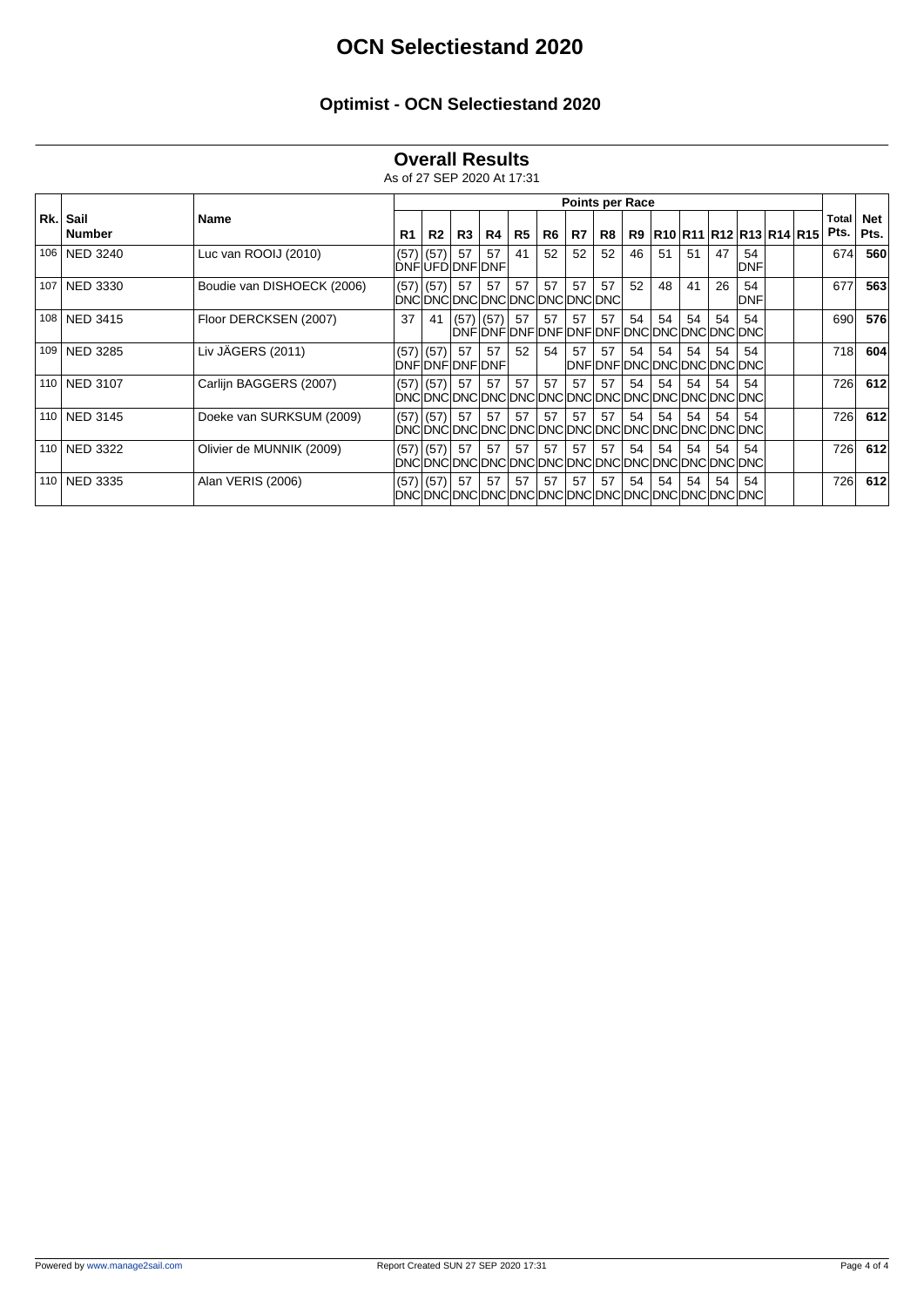# OCN Selectiestand 2020

## Optimist - OCN Selectiestand 2020

### Overall Results

As of 27 SEP 2020 At 17:31

| Rk. | Sail Number | Name | R1 | R2 | R3 | R4 | R5 | R6 | R7 | R8 | R9 | R10 | R11 | R12 | R13 | R14 | R15 | Total Pts. | Net Pts. |
|---|---|---|---|---|---|---|---|---|---|---|---|---|---|---|---|---|---|---|---|
| | | | Points per Race | | | | | | | | | | | | | | | | |
| 106 | NED 3240 | Luc van ROOIJ (2010) | (57) DNF | (57) UFD | 57 DNF | 57 DNF | 41 | 52 | 52 | 52 | 46 | 51 | 51 | 47 | 54 DNF | | | 674 | **560** |
| 107 | NED 3330 | Boudie van DISHOECK (2006) | (57) DNC | (57) DNC | 57 DNC | 57 DNC | 57 DNC | 57 DNC | 57 DNC | 57 DNC | 52 | 48 | 41 | 26 | 54 DNF | | | 677 | **563** |
| 108 | NED 3415 | Floor DERCKSEN (2007) | 37 | 41 | (57) DNF | (57) DNF | 57 DNF | 57 DNF | 57 DNF | 57 DNF | 54 DNC | 54 DNC | 54 DNC | 54 DNC | 54 DNC | | | 690 | **576** |
| 109 | NED 3285 | Liv JÄGERS (2011) | (57) DNF | (57) DNF | 57 DNF | 57 DNF | 52 | 54 | 57 DNF | 57 DNF | 54 DNC | 54 DNC | 54 DNC | 54 DNC | 54 DNC | | | 718 | **604** |
| 110 | NED 3107 | Carlijn BAGGERS (2007) | (57) DNC | (57) DNC | 57 DNC | 57 DNC | 57 DNC | 57 DNC | 57 DNC | 57 DNC | 54 DNC | 54 DNC | 54 DNC | 54 DNC | 54 DNC | | | 726 | **612** |
| 110 | NED 3145 | Doeke van SURKSUM (2009) | (57) DNC | (57) DNC | 57 DNC | 57 DNC | 57 DNC | 57 DNC | 57 DNC | 57 DNC | 54 DNC | 54 DNC | 54 DNC | 54 DNC | 54 DNC | | | 726 | **612** |
| 110 | NED 3322 | Olivier de MUNNIK (2009) | (57) DNC | (57) DNC | 57 DNC | 57 DNC | 57 DNC | 57 DNC | 57 DNC | 57 DNC | 54 DNC | 54 DNC | 54 DNC | 54 DNC | 54 DNC | | | 726 | **612** |
| 110 | NED 3335 | Alan VERIS (2006) | (57) DNC | (57) DNC | 57 DNC | 57 DNC | 57 DNC | 57 DNC | 57 DNC | 57 DNC | 54 DNC | 54 DNC | 54 DNC | 54 DNC | 54 DNC | | | 726 | **612** |

Powered by www.manage2sail.com

Report Created SUN 27 SEP 2020 17:31